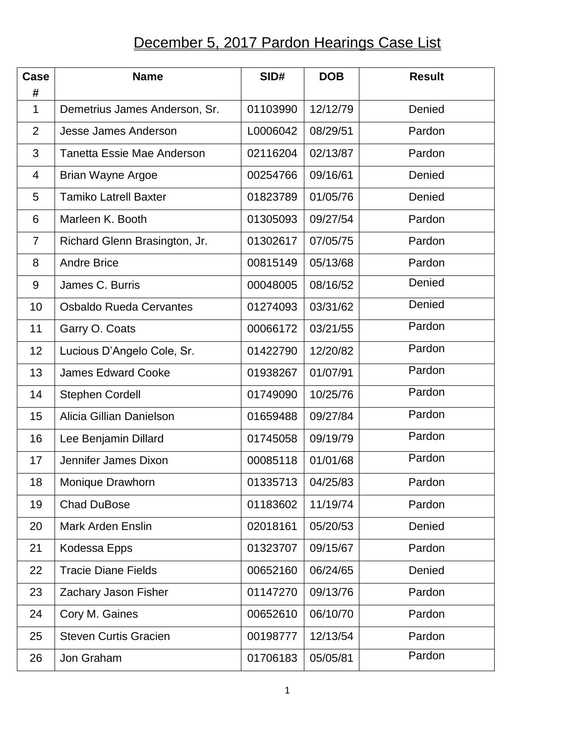# December 5, 2017 Pardon Hearings Case List

| Case # | Name | SID# | DOB | Result |
|---|---|---|---|---|
| 1 | Demetrius James Anderson, Sr. | 01103990 | 12/12/79 | Denied |
| 2 | Jesse James Anderson | L0006042 | 08/29/51 | Pardon |
| 3 | Tanetta Essie Mae Anderson | 02116204 | 02/13/87 | Pardon |
| 4 | Brian Wayne Argoe | 00254766 | 09/16/61 | Denied |
| 5 | Tamiko Latrell Baxter | 01823789 | 01/05/76 | Denied |
| 6 | Marleen K. Booth | 01305093 | 09/27/54 | Pardon |
| 7 | Richard Glenn Brasington, Jr. | 01302617 | 07/05/75 | Pardon |
| 8 | Andre Brice | 00815149 | 05/13/68 | Pardon |
| 9 | James C. Burris | 00048005 | 08/16/52 | Denied |
| 10 | Osbaldo Rueda Cervantes | 01274093 | 03/31/62 | Denied |
| 11 | Garry O. Coats | 00066172 | 03/21/55 | Pardon |
| 12 | Lucious D'Angelo Cole, Sr. | 01422790 | 12/20/82 | Pardon |
| 13 | James Edward Cooke | 01938267 | 01/07/91 | Pardon |
| 14 | Stephen Cordell | 01749090 | 10/25/76 | Pardon |
| 15 | Alicia Gillian Danielson | 01659488 | 09/27/84 | Pardon |
| 16 | Lee Benjamin Dillard | 01745058 | 09/19/79 | Pardon |
| 17 | Jennifer James Dixon | 00085118 | 01/01/68 | Pardon |
| 18 | Monique Drawhorn | 01335713 | 04/25/83 | Pardon |
| 19 | Chad DuBose | 01183602 | 11/19/74 | Pardon |
| 20 | Mark Arden Enslin | 02018161 | 05/20/53 | Denied |
| 21 | Kodessa Epps | 01323707 | 09/15/67 | Pardon |
| 22 | Tracie Diane Fields | 00652160 | 06/24/65 | Denied |
| 23 | Zachary Jason Fisher | 01147270 | 09/13/76 | Pardon |
| 24 | Cory M. Gaines | 00652610 | 06/10/70 | Pardon |
| 25 | Steven Curtis Gracien | 00198777 | 12/13/54 | Pardon |
| 26 | Jon Graham | 01706183 | 05/05/81 | Pardon |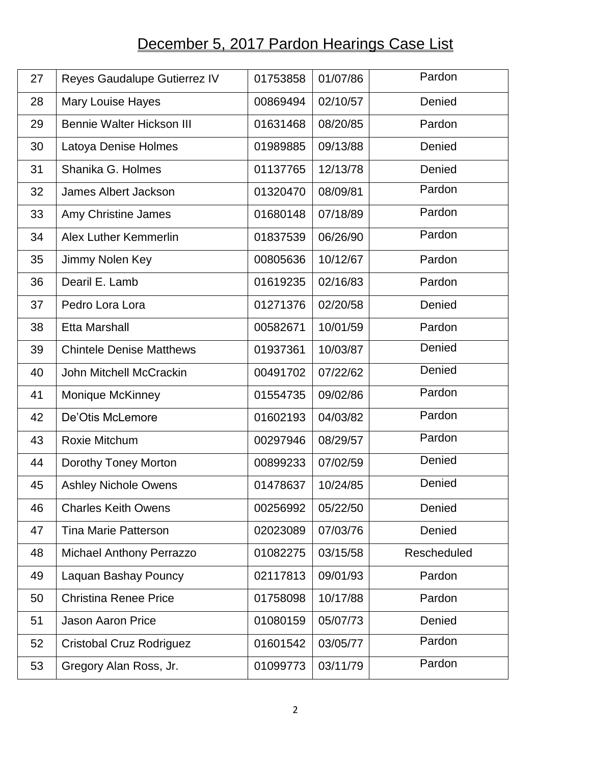# December 5, 2017 Pardon Hearings Case List

| | | | | |
|---|---|---|---|---|
| 27 | Reyes Gaudalupe Gutierrez IV | 01753858 | 01/07/86 | Pardon |
| 28 | Mary Louise Hayes | 00869494 | 02/10/57 | Denied |
| 29 | Bennie Walter Hickson III | 01631468 | 08/20/85 | Pardon |
| 30 | Latoya Denise Holmes | 01989885 | 09/13/88 | Denied |
| 31 | Shanika G. Holmes | 01137765 | 12/13/78 | Denied |
| 32 | James Albert Jackson | 01320470 | 08/09/81 | Pardon |
| 33 | Amy Christine James | 01680148 | 07/18/89 | Pardon |
| 34 | Alex Luther Kemmerlin | 01837539 | 06/26/90 | Pardon |
| 35 | Jimmy Nolen Key | 00805636 | 10/12/67 | Pardon |
| 36 | Dearil E. Lamb | 01619235 | 02/16/83 | Pardon |
| 37 | Pedro Lora Lora | 01271376 | 02/20/58 | Denied |
| 38 | Etta Marshall | 00582671 | 10/01/59 | Pardon |
| 39 | Chintele Denise Matthews | 01937361 | 10/03/87 | Denied |
| 40 | John Mitchell McCrackin | 00491702 | 07/22/62 | Denied |
| 41 | Monique McKinney | 01554735 | 09/02/86 | Pardon |
| 42 | De'Otis McLemore | 01602193 | 04/03/82 | Pardon |
| 43 | Roxie Mitchum | 00297946 | 08/29/57 | Pardon |
| 44 | Dorothy Toney Morton | 00899233 | 07/02/59 | Denied |
| 45 | Ashley Nichole Owens | 01478637 | 10/24/85 | Denied |
| 46 | Charles Keith Owens | 00256992 | 05/22/50 | Denied |
| 47 | Tina Marie Patterson | 02023089 | 07/03/76 | Denied |
| 48 | Michael Anthony Perrazzo | 01082275 | 03/15/58 | Rescheduled |
| 49 | Laquan Bashay Pouncy | 02117813 | 09/01/93 | Pardon |
| 50 | Christina Renee Price | 01758098 | 10/17/88 | Pardon |
| 51 | Jason Aaron Price | 01080159 | 05/07/73 | Denied |
| 52 | Cristobal Cruz Rodriguez | 01601542 | 03/05/77 | Pardon |
| 53 | Gregory Alan Ross, Jr. | 01099773 | 03/11/79 | Pardon |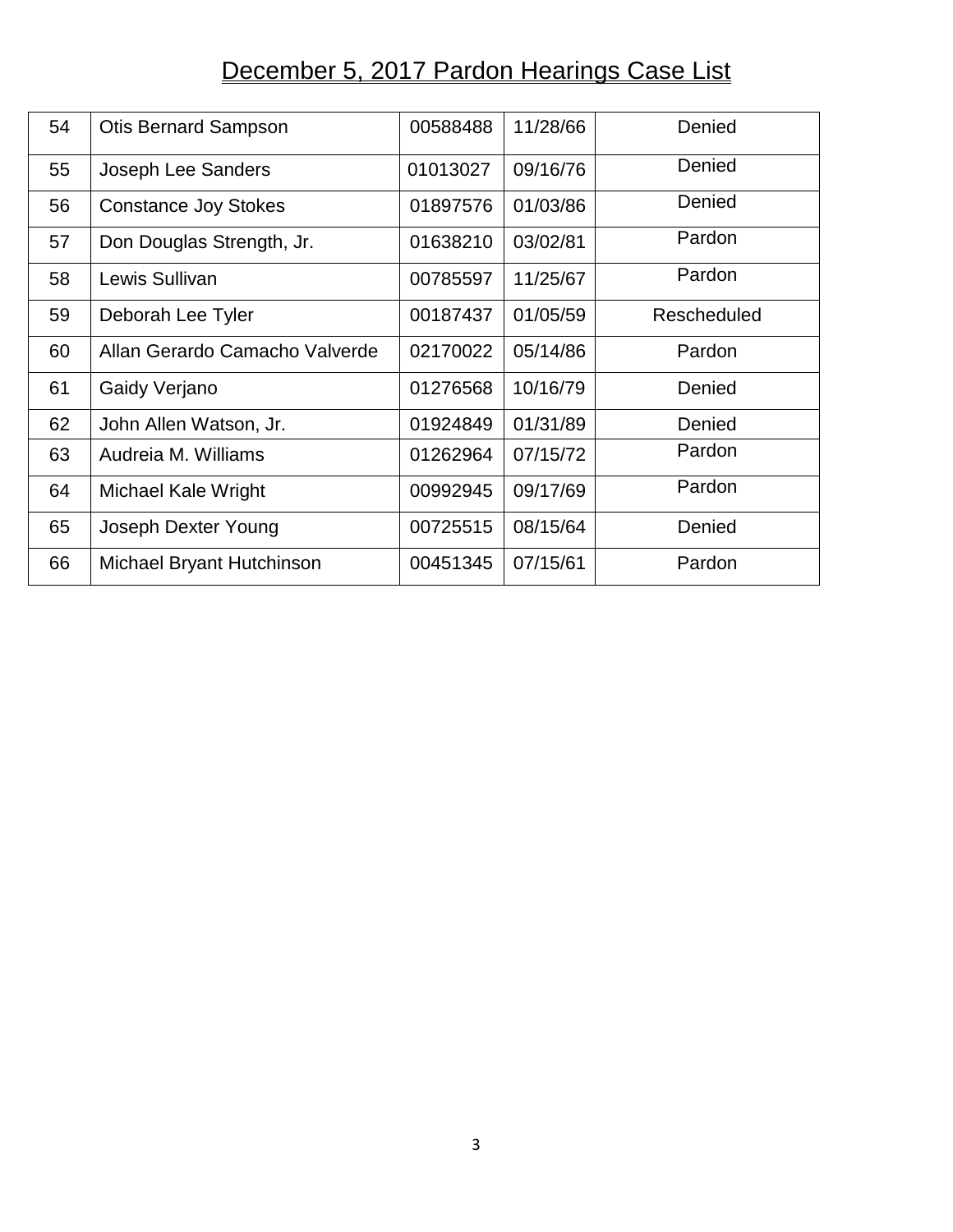# December 5, 2017 Pardon Hearings Case List

| | | | | |
|---|---|---|---|---|
| 54 | Otis Bernard Sampson | 00588488 | 11/28/66 | Denied |
| 55 | Joseph Lee Sanders | 01013027 | 09/16/76 | Denied |
| 56 | Constance Joy Stokes | 01897576 | 01/03/86 | Denied |
| 57 | Don Douglas Strength, Jr. | 01638210 | 03/02/81 | Pardon |
| 58 | Lewis Sullivan | 00785597 | 11/25/67 | Pardon |
| 59 | Deborah Lee Tyler | 00187437 | 01/05/59 | Rescheduled |
| 60 | Allan Gerardo Camacho Valverde | 02170022 | 05/14/86 | Pardon |
| 61 | Gaidy Verjano | 01276568 | 10/16/79 | Denied |
| 62 | John Allen Watson, Jr. | 01924849 | 01/31/89 | Denied |
| 63 | Audreia M. Williams | 01262964 | 07/15/72 | Pardon |
| 64 | Michael Kale Wright | 00992945 | 09/17/69 | Pardon |
| 65 | Joseph Dexter Young | 00725515 | 08/15/64 | Denied |
| 66 | Michael Bryant Hutchinson | 00451345 | 07/15/61 | Pardon |